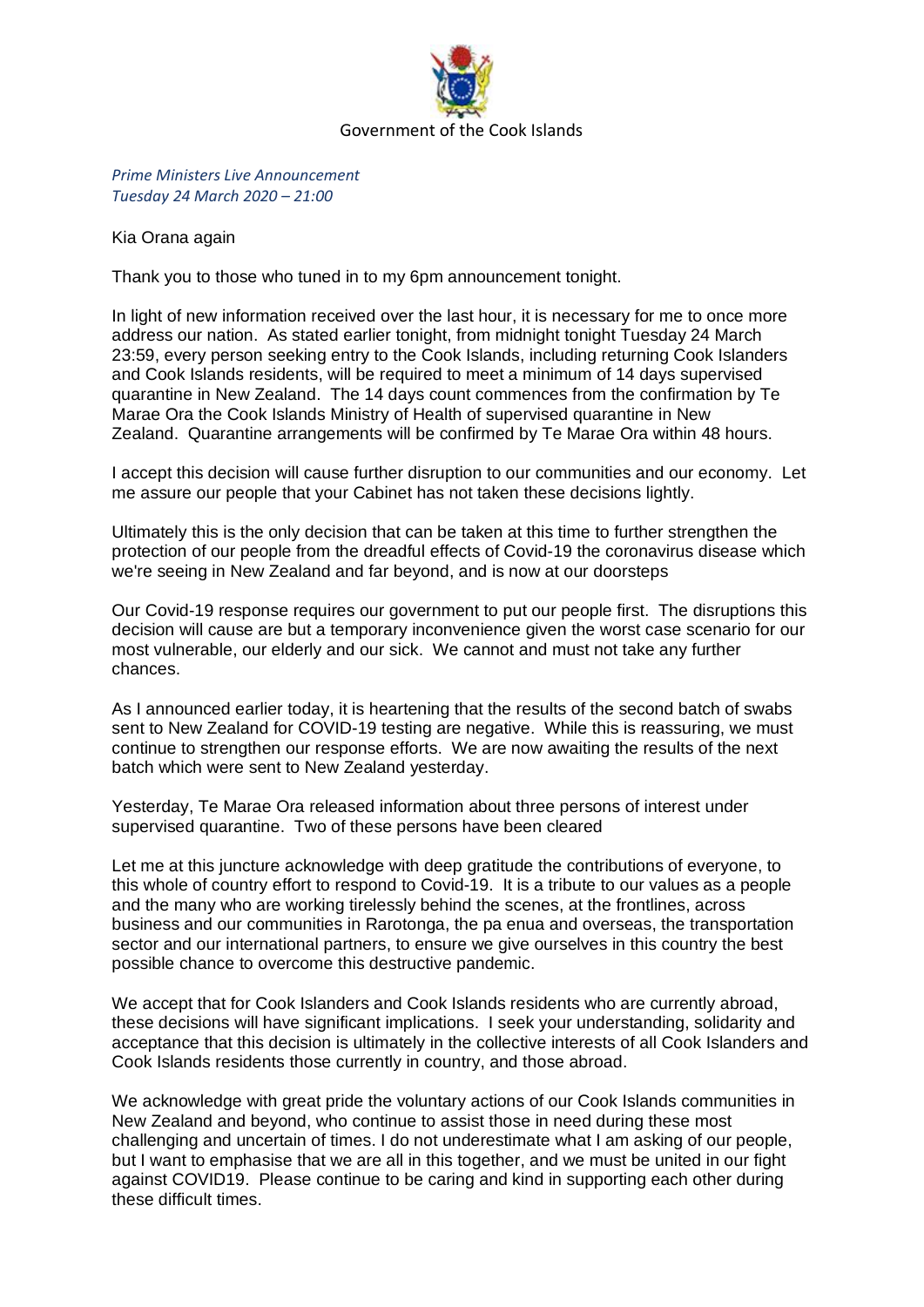Government of the Cook Islands

*Prime Ministers Live Announcement*
*Tuesday 24 March 2020 – 21:00*

Kia Orana again

Thank you to those who tuned in to my 6pm announcement tonight.

In light of new information received over the last hour, it is necessary for me to once more address our nation. As stated earlier tonight, from midnight tonight Tuesday 24 March 23:59, every person seeking entry to the Cook Islands, including returning Cook Islanders and Cook Islands residents, will be required to meet a minimum of 14 days supervised quarantine in New Zealand. The 14 days count commences from the confirmation by Te Marae Ora the Cook Islands Ministry of Health of supervised quarantine in New Zealand. Quarantine arrangements will be confirmed by Te Marae Ora within 48 hours.

I accept this decision will cause further disruption to our communities and our economy. Let me assure our people that your Cabinet has not taken these decisions lightly.

Ultimately this is the only decision that can be taken at this time to further strengthen the protection of our people from the dreadful effects of Covid-19 the coronavirus disease which we're seeing in New Zealand and far beyond, and is now at our doorsteps

Our Covid-19 response requires our government to put our people first. The disruptions this decision will cause are but a temporary inconvenience given the worst case scenario for our most vulnerable, our elderly and our sick. We cannot and must not take any further chances.

As I announced earlier today, it is heartening that the results of the second batch of swabs sent to New Zealand for COVID-19 testing are negative. While this is reassuring, we must continue to strengthen our response efforts. We are now awaiting the results of the next batch which were sent to New Zealand yesterday.

Yesterday, Te Marae Ora released information about three persons of interest under supervised quarantine. Two of these persons have been cleared

Let me at this juncture acknowledge with deep gratitude the contributions of everyone, to this whole of country effort to respond to Covid-19. It is a tribute to our values as a people and the many who are working tirelessly behind the scenes, at the frontlines, across business and our communities in Rarotonga, the pa enua and overseas, the transportation sector and our international partners, to ensure we give ourselves in this country the best possible chance to overcome this destructive pandemic.

We accept that for Cook Islanders and Cook Islands residents who are currently abroad, these decisions will have significant implications. I seek your understanding, solidarity and acceptance that this decision is ultimately in the collective interests of all Cook Islanders and Cook Islands residents those currently in country, and those abroad.

We acknowledge with great pride the voluntary actions of our Cook Islands communities in New Zealand and beyond, who continue to assist those in need during these most challenging and uncertain of times. I do not underestimate what I am asking of our people, but I want to emphasise that we are all in this together, and we must be united in our fight against COVID19. Please continue to be caring and kind in supporting each other during these difficult times.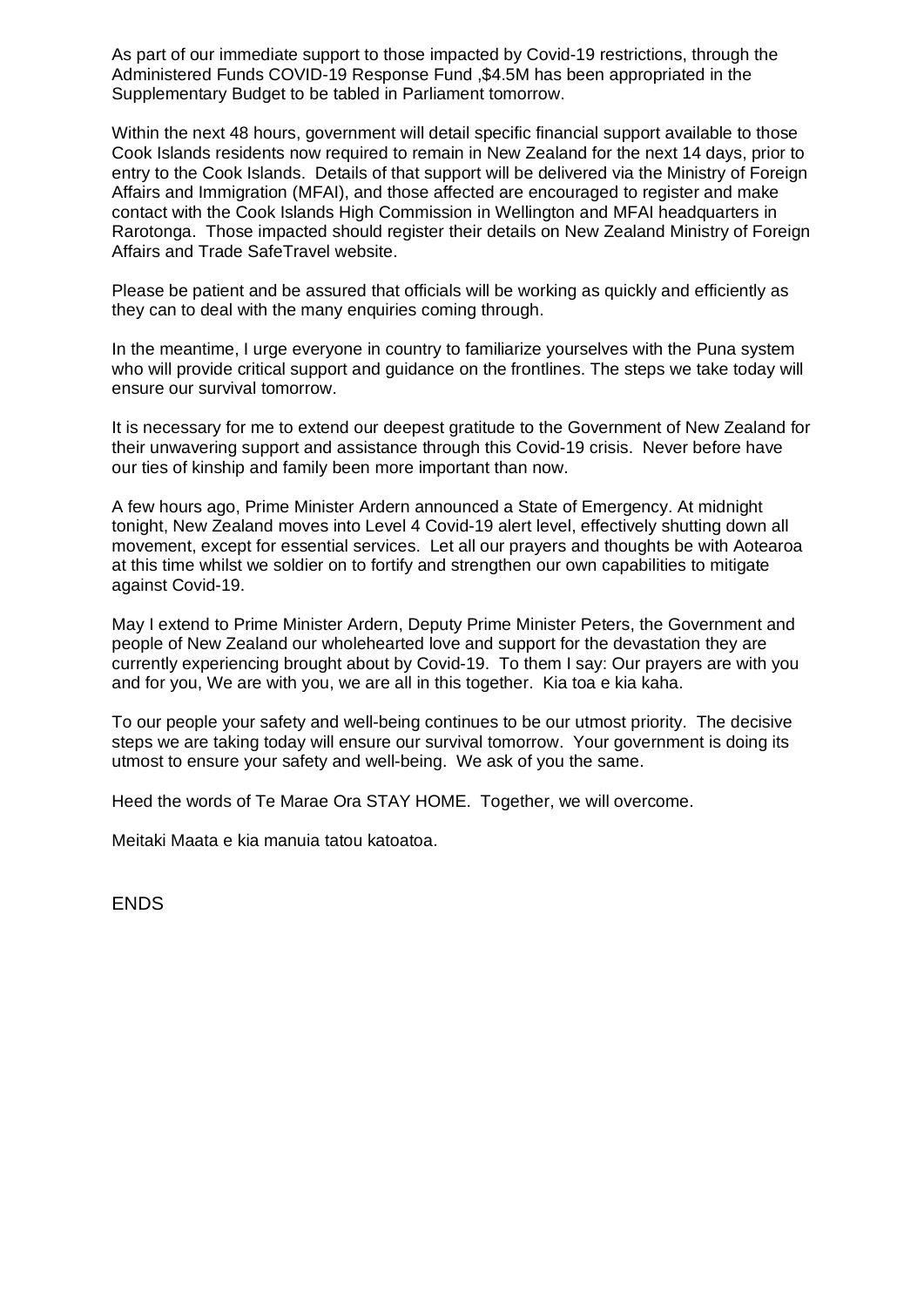As part of our immediate support to those impacted by Covid-19 restrictions, through the Administered Funds COVID-19 Response Fund ,$4.5M has been appropriated in the Supplementary Budget to be tabled in Parliament tomorrow.

Within the next 48 hours, government will detail specific financial support available to those Cook Islands residents now required to remain in New Zealand for the next 14 days, prior to entry to the Cook Islands. Details of that support will be delivered via the Ministry of Foreign Affairs and Immigration (MFAI), and those affected are encouraged to register and make contact with the Cook Islands High Commission in Wellington and MFAI headquarters in Rarotonga. Those impacted should register their details on New Zealand Ministry of Foreign Affairs and Trade SafeTravel website.

Please be patient and be assured that officials will be working as quickly and efficiently as they can to deal with the many enquiries coming through.

In the meantime, I urge everyone in country to familiarize yourselves with the Puna system who will provide critical support and guidance on the frontlines. The steps we take today will ensure our survival tomorrow.

It is necessary for me to extend our deepest gratitude to the Government of New Zealand for their unwavering support and assistance through this Covid-19 crisis. Never before have our ties of kinship and family been more important than now.

A few hours ago, Prime Minister Ardern announced a State of Emergency. At midnight tonight, New Zealand moves into Level 4 Covid-19 alert level, effectively shutting down all movement, except for essential services. Let all our prayers and thoughts be with Aotearoa at this time whilst we soldier on to fortify and strengthen our own capabilities to mitigate against Covid-19.

May I extend to Prime Minister Ardern, Deputy Prime Minister Peters, the Government and people of New Zealand our wholehearted love and support for the devastation they are currently experiencing brought about by Covid-19. To them I say: Our prayers are with you and for you, We are with you, we are all in this together. Kia toa e kia kaha.

To our people your safety and well-being continues to be our utmost priority. The decisive steps we are taking today will ensure our survival tomorrow. Your government is doing its utmost to ensure your safety and well-being. We ask of you the same.

Heed the words of Te Marae Ora STAY HOME. Together, we will overcome.

Meitaki Maata e kia manuia tatou katoatoa.

ENDS